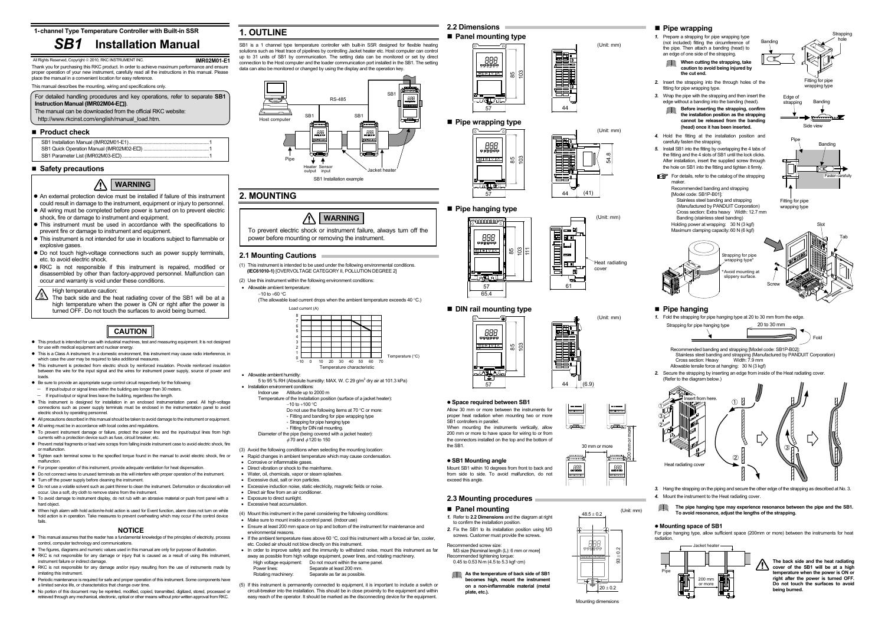1-channel Type Temperature Controller with Built-in SSR

# SB1 Installation Manual

All Rights Reserved, Copyright © 2010, RKC INSTRUMENT INC. **IMR02M01-E1**

Thank you for purchasing this RKC product. In order to achieve maximum performance and ensure proper operation of your new instrument, carefully read all the instructions in this manual. Please place the manual in a convenient location for easy reference.

This manual describes the mounting, wiring and specifications only.

For detailed handling procedures and key operations, refer to separate **SB1 Instruction Manual (IMR02M04-E□)**.
The manual can be downloaded from the official RKC website:
http://www.rkcinst.com/english/manual_load.htm.

## ■ Product check

SB1 Installation Manual (IMR02M01-E1)..........1
SB1 Quick Operation Manual (IMR02M02-E□)..........1
SB1 Parameter List (IMR02M03-E□)..........1

## ■ Safety precautions

**WARNING**

- An external protection device must be installed if failure of this instrument could result in damage to the instrument, equipment or injury to personnel.
- All wiring must be completed before power is turned on to prevent electric shock, fire or damage to instrument and equipment.
- This instrument must be used in accordance with the specifications to prevent fire or damage to instrument and equipment.
- This instrument is not intended for use in locations subject to flammable or explosive gases.
- Do not touch high-voltage connections such as power supply terminals, etc. to avoid electric shock.
- RKC is not responsible if this instrument is repaired, modified or disassembled by other than factory-approved personnel. Malfunction can occur and warranty is void under these conditions.

High temperature caution:
The back side and the heat radiating cover of the SB1 will be at a high temperature when the power is ON or right after the power is turned OFF. Do not touch the surfaces to avoid being burned.

**CAUTION**

- This product is intended for use with industrial machines, test and measuring equipment. It is not designed for use with medical equipment and nuclear energy.
- This is a Class A instrument. In a domestic environment, this instrument may cause radio interference, in which case the user may be required to take additional measures.
- This instrument is protected from electric shock by reinforced insulation. Provide reinforced insulation between the wire for the input signal and the wires for instrument power supply, source of power and loads.
- Be sure to provide an appropriate surge control circuit respectively for the following:
  - If input/output or signal lines within the building are longer than 30 meters.
  - If input/output or signal lines leave the building, regardless the length.
- This instrument is designed for installation in an enclosed instrumentation panel. All high-voltage connections such as power supply terminals must be enclosed in the instrumentation panel to avoid electric shock by operating personnel.
- All precautions described in this manual should be taken to avoid damage to the instrument or equipment.
- All wiring must be in accordance with local codes and regulations.
- To prevent instrument damage or failure, protect the power line and the input/output lines from high currents with a protection device such as fuse, circuit breaker, etc.
- Prevent metal fragments or lead wire scraps from falling inside instrument case to avoid electric shock, fire or malfunction.
- Tighten each terminal screw to the specified torque found in the manual to avoid electric shock, fire or malfunction.
- For proper operation of this instrument, provide adequate ventilation for heat dispensation.
- Do not connect wires to unused terminals as this will interfere with proper operation of the instrument.
- Turn off the power supply before cleaning the instrument.
- Do not use a volatile solvent such as paint thinner to clean the instrument. Deformation or discoloration will occur. Use a soft, dry cloth to remove stains from the instrument.
- To avoid damage to instrument display, do not rub with an abrasive material or push front panel with a hard object.
- When high alarm with hold action/re-hold action is used for Event function, alarm does not turn on while hold action is in operation. Take measures to prevent overheating which may occur if the control device fails.

**NOTICE**

- This manual assumes that the reader has a fundamental knowledge of the principles of electricity, process control, computer technology and communications.
- The figures, diagrams and numeric values used in this manual are only for purpose of illustration.
- RKC is not responsible for any damage or injury that is caused as a result of using this instrument, instrument failure or indirect damage.
- RKC is not responsible for any damage and/or injury resulting from the use of instruments made by imitating this instrument.
- Periodic maintenance is required for safe and proper operation of this instrument. Some components have a limited service life, or characteristics that change over time.
- No portion of this document may be reprinted, modified, copied, transmitted, digitized, stored, processed or retrieved through any mechanical, electronic, optical or other means without prior written approval from RKC.

# 1. OUTLINE

SB1 is a 1 channel type temperature controller with built-in SSR designed for flexible heating solutions such as Heat trace of pipelines by controlling Jacket heater etc. Host computer can control up to 31 units of SB1 by communication. The setting data can be monitored or set by direct connection to the Host computer and the loader communication port installed in the SB1. The setting data can also be monitored or changed by using the display and the operation key.

SB1 Installation example

# 2. MOUNTING

**WARNING**

To prevent electric shock or instrument failure, always turn off the power before mounting or removing the instrument.

## 2.1 Mounting Cautions

(1) This instrument is intended to be used under the following environmental conditions. **(IEC61010-1)** [OVERVOLTAGE CATEGORY II, POLLUTION DEGREE 2]

(2) Use this instrument within the following environment conditions:

- Allowable ambient temperature:
  −10 to +60 °C
  (The allowable load current drops when the ambient temperature exceeds 40 °C.)

Temperature characteristic

- Allowable ambient humidity:
  5 to 95 % RH (Absolute humidity: MAX. W. C 29 g/m$^3$ dry air at 101.3 kPa)
- Installation environment conditions:
  Indoor use Altitude up to 2000 m
  Temperature of the Installation position (surface of a jacket heater): −10 to +100 °C
  Do not use the following items at 70 °C or more:
  - Fitting and banding for pipe wrapping type
  - Strapping for pipe hanging type
  - Fitting for DIN rail mounting.
  Diameter of the pipe (being covered with a jacket heater): $\phi$70 and $\phi$120 to 150

(3) Avoid the following conditions when selecting the mounting location:

- Rapid changes in ambient temperature which may cause condensation.
- Corrosive or inflammable gases.
- Direct vibration or shock to the mainframe.
- Water, oil, chemicals, vapor or steam splashes.
- Excessive dust, salt or iron particles.
- Excessive induction noise, static electricity, magnetic fields or noise.
- Direct air flow from an air conditioner.
- Exposure to direct sunlight.
- Excessive heat accumulation.

(4) Mount this instrument in the panel considering the following conditions:

- Make sure to mount inside a control panel. (Indoor use)
- Ensure at least 200 mm space on top and bottom of the instrument for maintenance and environmental reasons.
- If the ambient temperature rises above 60 °C, cool this instrument with a forced air fan, cooler, etc. Cooled air should not blow directly on this instrument.
- In order to improve safety and the immunity to withstand noise, mount this instrument as far away as possible from high voltage equipment, power lines, and rotating machinery.
  High voltage equipment: Do not mount within the same panel.
  Power lines: Separate at least 200 mm.
  Rotating machinery: Separate as far as possible.

(5) If this instrument is permanently connected to equipment, it is important to include a switch or circuit-breaker into the installation. This should be in close proximity to the equipment and within easy reach of the operator. It should be marked as the disconnecting device for the equipment.

## 2.2 Dimensions

### ■ Panel mounting type

(Unit: mm)

### ■ Pipe wrapping type

(Unit: mm)

### ■ Pipe hanging type

(Unit: mm)

### ■ DIN rail mounting type

(Unit: mm)

**● Space required between SB1**

Allow 30 mm or more between the instruments for proper heat radiation when mounting two or more SB1 controllers in parallel.
When mounting the instruments vertically, allow 200 mm or more to have space for wiring to or from the connectors installed on the top and the bottom of the SB1.

**● SB1 Mounting angle**

Mount SB1 within 10 degrees from front to back and from side to side. To avoid malfunction, do not exceed this angle.

## 2.3 Mounting procedures

### ■ Panel mounting

1. Refer to **2.2 Dimensions** and the diagram at right to confirm the installation position.
2. Fix the SB1 to its installation position using M3 screws. Customer must provide the screws.

Recommended screw size:
M3 size [Nominal length (L): 6 mm or more]
Recommended tightening torque:
0.45 to 0.53 N·m (4.5 to 5.3 kgf·cm)

**As the temperature of back side of SB1 becomes high, mount the instrument on a non-inflammable material (metal plate, etc.).**

Mounting dimensions

### ■ Pipe wrapping

1. Prepare a strapping for pipe wrapping type (not included) fitting the circumference of the pipe. Then attach a banding (head) to an edge of one side of the strapping.
   **When cutting the strapping, take caution to avoid being injured by the cut end.**
2. Insert the strapping into the through holes of the fitting for pipe wrapping type.
3. Wrap the pipe with the strapping and then insert the edge without a banding into the banding (head).
   **Before inserting the strapping, confirm the installation position as the strapping cannot be released from the banding (head) once it has been inserted.**
4. Hold the fitting at the installation position and carefully fasten the strapping.
5. Install SB1 into the fitting by overlapping the 4 tabs of the fitting and the 4 slots of SB1 until the lock clicks. After installation, insert the supplied screw through the hole on SB1 into the fitting and tighten it firmly.

For details, refer to the catalog of the strapping maker.
Recommended banding and strapping [Model code: SB1P-B01]:
Stainless steel banding and strapping (Manufactured by PANDUIT Corporation)
Cross section: Extra heavy Width: 12.7 mm
Banding (stainless steel banding)
Holding power at wrapping: 30 N (3 kgf)
Maximum clamping capacity: 60 N (6 kgf)

\*Avoid mounting at slippery surface.

### ■ Pipe hanging

1. Fold the strapping for pipe hanging type at 20 to 30 mm from the edge.

Recommended banding and strapping [Model code: SB1P-B02]:
Stainless steel banding and strapping (Manufactured by PANDUIT Corporation)
Cross section: Heavy Width: 7.9 mm
Allowable tensile force at hanging: 30 N (3 kgf)

2. Secure the strapping by inserting an edge from inside of the Heat radiating cover. (Refer to the diagram below.)
3. Hang the strapping on the piping and secure the other edge of the strapping as described at No. 3.
4. Mount the instrument to the Heat radiating cover.

**The pipe hanging type may experience resonance between the pipe and the SB1. To avoid resonance, adjust the lengths of the strapping.**

**● Mounting space of SB1**

For pipe hanging type, allow sufficient space (200mm or more) between the instruments for heat radiation.

**The back side and the heat radiating cover of the SB1 will be at a high temperature when the power is ON or right after the power is turned OFF. Do not touch the surfaces to avoid being burned.**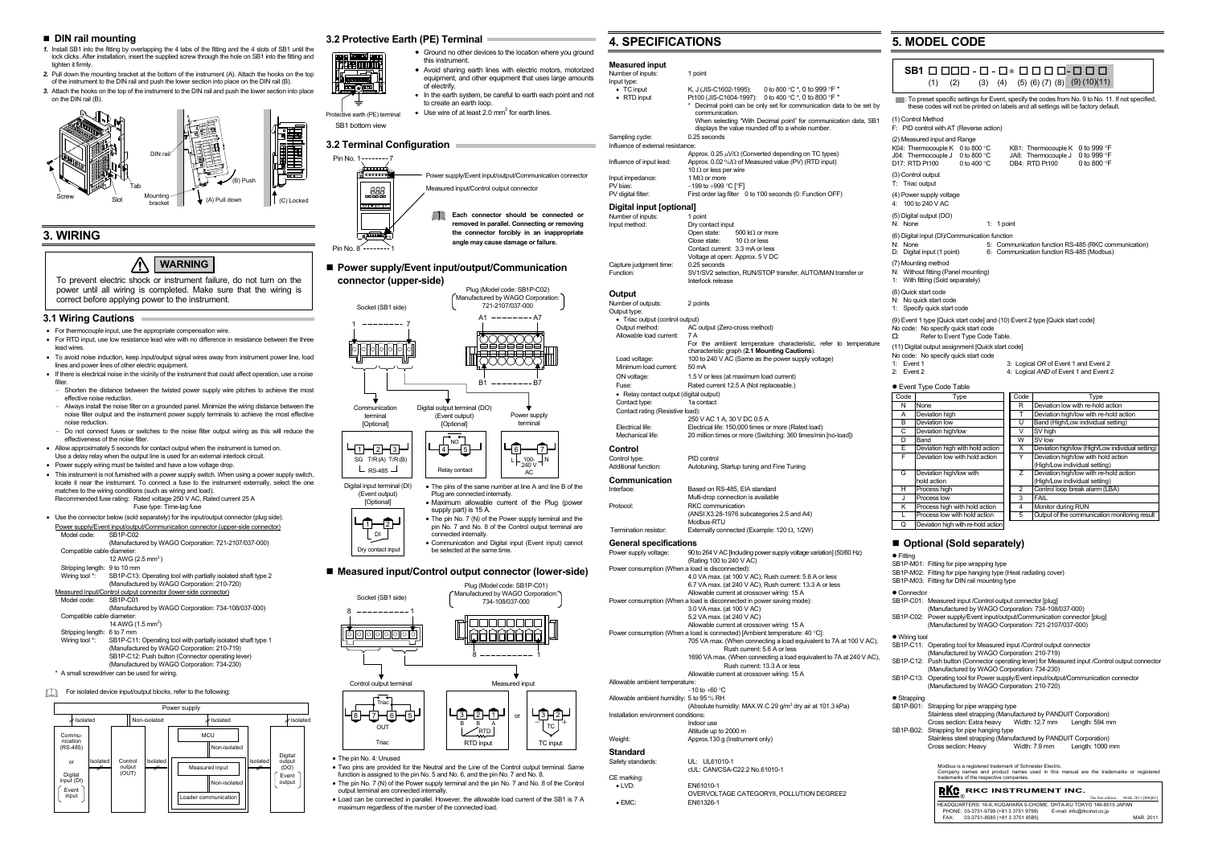## ■ DIN rail mounting

1. Install SB1 into the fitting by overlapping the 4 tabs of the fitting and the 4 slots of SB1 until the lock clicks. After installation, insert the supplied screw through the hole on SB1 into the fitting and tighten it firmly.
2. Pull down the mounting bracket at the bottom of the instrument (A). Attach the hooks on the top of the instrument to the DIN rail and push the lower section into place on the DIN rail (B).
3. Attach the hooks on the top of the instrument to the DIN rail and push the lower section into place on the DIN rail (B).

Screw
Tab
Slot
DIN rail
Mounting bracket
(A) Pull down
(B) Push
(C) Locked

# 3. WIRING

**⚠ WARNING**

To prevent electric shock or instrument failure, do not turn on the power until all wiring is completed. Make sure that the wiring is correct before applying power to the instrument.

## 3.1 Wiring Cautions

- For thermocouple input, use the appropriate compensation wire.
- For RTD input, use low resistance lead wire with no difference in resistance between the three lead wires.
- To avoid noise induction, keep input/output signal wires away from instrument power line, load lines and power lines of other electric equipment.
- If there is electrical noise in the vicinity of the instrument that could affect operation, use a noise filter.
  - Shorten the distance between the twisted power supply wire pitches to achieve the most effective noise reduction.
  - Always install the noise filter on a grounded panel. Minimize the wiring distance between the noise filter output and the instrument power supply terminals to achieve the most effective noise reduction.
  - Do not connect fuses or switches to the noise filter output wiring as this will reduce the effectiveness of the noise filter.
- Allow approximately 5 seconds for contact output when the instrument is turned on. Use a delay relay when the output line is used for an external interlock circuit.
- Power supply wiring must be twisted and have a low voltage drop.
- This instrument is not furnished with a power supply switch. When using a power supply switch, locate it near the instrument. To connect a fuse to the instrument externally, select the one matches to the wiring conditions (such as wiring and load).
  Recommended fuse rating: Rated voltage 250 V AC, Rated current 25 A
  Fuse type: Time-lag fuse
- Use the connector below (sold separately) for the input/output connector (plug side).

Power supply/Event input/output/Communication connector (upper-side connector)
Model code: SB1P-C02
(Manufactured by WAGO Corporation: 721-2107/037-000)
Compatible cable diameter:
12 AWG (2.5 mm$^2$)
Stripping length: 9 to 10 mm
Wiring tool *: SB1P-C13: Operating tool with partially isolated shaft type 2
(Manufactured by WAGO Corporation: 210-720)

Measured input/Control output connector (lower-side plug)
Model code: SB1P-C01
(Manufactured by WAGO Corporation: 734-108/037-000)
Compatible cable diameter:
14 AWG (1.5 mm$^2$)
Stripping length: 6 to 7 mm
Wiring tool *: SB1P-C11: Operating tool with partially isolated shaft type 1
(Manufactured by WAGO Corporation: 210-719)
SB1P-C12: Push button (Connector operating lever)
(Manufactured by WAGO Corporation: 734-230)

\* A small screwdriver can be used for wiring.

For isolated device input/output blocks, refer to the following:

Power supply
Communication (RS-485) or Digital input (DI) Event input
Isolated
Control output (OUT)
Non-isolated
Isolated
MCU
Non-isolated
Measured input
Non-isolated
Loader communication
Isolated
Digital output (DO) Event output

## 3.2 Protective Earth (PE) Terminal

Protective earth (PE) terminal
SB1 bottom view

- Ground no other devices to the location where you ground this instrument.
- Avoid sharing earth lines with electric motors, motorized equipment, and other equipment that uses large amounts of electrify.
- In the earth system, be careful to earth each point and not to create an earth loop.
- Use wire of at least 2.0 mm$^2$ for earth lines.

## 3.2 Terminal Configuration

Pin No. 1 ------- 7
Pin No. 8 ------- 1

Power supply/Event input/output/Communication connector
Measured input/Control output connector

**Each connector should be connected or removed in parallel. Connecting or removing the connector forcibly in an inappropriate angle may cause damage or failure.**

## ■ Power supply/Event input/output/Communication connector (upper-side)

Socket (SB1 side)
1 -------- 7
Plug (Model code: SB1P-C02)
Manufactured by WAGO Corporation: 721-2107/037-000
A1 -------- A7
B1 -------- B7

Communication terminal [Optional]
1 SG 2 T/R (A) 3 T/R (B)
RS-485

Digital output terminal (DO) (Event output) [Optional]
4 NO 5
Relay contact

Power supply terminal
6 L 7 N
100-240 V AC

Digital input terminal (DI) (Event output) [Optional]
1 2 DI
Dry contact input

- The pins of the same number at line A and line B of the Plug are connected internally.
- Maximum allowable current of the Plug (power supply part) is 15 A.
- The pin No. 7 (N) of the Power supply terminal and the pin No. 7 and No. 8 of the Control output terminal are connected internally.
- Communication and Digital input (Event input) cannot be selected at the same time.

## ■ Measured input/Control output connector (lower-side)

Socket (SB1 side)
8 -------- 1
Plug (Model code: SB1P-C01)
Manufactured by WAGO Corporation: 734-108/037-000
8 -------- 1

Control output terminal
Triac
8 7 6 5
OUT
Triac

Measured input
3 B 2 B 1 A
RTD
RTD input
or
3 − 2 +
TC
TC input

- The pin No. 4: Unused
- Two pins are provided for the Neutral and the Line of the Control output terminal. Same function is assigned to the pin No. 5 and No. 6, and the pin No. 7 and No. 8.
- The pin No. 7 (N) of the Power supply terminal and the pin No. 7 and No. 8 of the Control output terminal are connected internally.
- Load can be connected in parallel. However, the allowable load current of the SB1 is 7 A maximum regardless of the number of the connected load.

# 4. SPECIFICATIONS

### Measured input

Number of inputs: 1 point
Input type:
- TC input: K, J (JIS-C1602-1995): 0 to 800 °C \*, 0 to 999 °F \*
- RTD input: Pt100 (JIS-C1604-1997): 0 to 400 °C \*, 0 to 800 °F \*

\* Decimal point can be only set for communication data to be set by communication.
When selecting "With Decimal point" for communication data, SB1 displays the value rounded off to a whole number.

Sampling cycle: 0.25 seconds
Influence of external resistance:
Approx. 0.25 μV/Ω (Converted depending on TC types)
Influence of input lead: Approx. 0.02 %/Ω of Measured value (PV) (RTD input)
10 Ω or less per wire
Input impedance: 1 MΩ or more
PV bias: −199 to +999 °C [°F]
PV digital filter: First order lag filter 0 to 100 seconds (0: Function OFF)

### Digital input [optional]

Number of inputs: 1 point
Input method: Dry contact input
Open state: 500 kΩ or more
Close state: 10 Ω or less
Contact current: 3.3 mA or less
Voltage at open: Approx. 5 V DC
Capture judgment time: 0.25 seconds
Function: SV1/SV2 selection, RUN/STOP transfer, AUTO/MAN transfer or Interlock release

### Output

Number of outputs: 2 points
Output type:
- Triac output (control output)

Output method: AC output (Zero-cross method)
Allowable load current: 7 A
For the ambient temperature characteristic, refer to temperature characteristic graph (**2.1 Mounting Cautions**).
Load voltage: 100 to 240 V AC (Same as the power supply voltage)
Minimum load current: 50 mA
ON voltage: 1.5 V or less (at maximum load current)
Fuse: Rated current 12.5 A (Not replaceable.)
- Relay contact output (digital output)

Contact type: 1a contact
Contact rating (Resistive load):
250 V AC 1 A, 30 V DC 0.5 A
Electrical life: Electrical life: 150,000 times or more (Rated load)
Mechanical life: 20 million times or more (Switching: 360 times/min [no-load])

### Control

Control type: PID control
Additional function: Autotuning, Startup tuning and Fine Tuning

### Communication

Interface: Based on RS-485, EIA standard
Multi-drop connection is available
Protocol: RKC communication
(ANSI X3.28-1976 subcategories 2.5 and A4)
Modbus-RTU
Termination resistor: Externally connected (Example: 120 Ω, 1/2W)

### General specifications

Power supply voltage: 90 to 264 V AC [Including power supply voltage variation] (50/60 Hz) (Rating 100 to 240 V AC)
Power consumption (When a load is disconnected):
4.0 VA max. (at 100 V AC), Rush current: 5.6 A or less
6.7 VA max. (at 240 V AC), Rush current: 13.3 A or less
Allowable current at crossover wiring: 15 A
Power consumption (When a load is disconnected in power saving mode):
3.0 VA max. (at 100 V AC)
5.2 VA max. (at 240 V AC)
Allowable current at crossover wiring: 15 A
Power consumption (When a load is connected) [Ambient temperature: 40 °C]:
705 VA max. (When connecting a load equivalent to 7A at 100 V AC),
Rush current: 5.6 A or less
1690 VA max. (When connecting a load equivalent to 7A at 240 V AC),
Rush current: 13.3 A or less
Allowable current at crossover wiring: 15 A
Allowable ambient temperature:
−10 to +60 °C
Allowable ambient humidity: 5 to 95 % RH
(Absolute humidity: MAX.W.C 29 g/m$^3$ dry air at 101.3 kPa)
Installation environment conditions:
Indoor use
Altitude up to 2000 m
Weight: Approx.130 g (Instrument only)

### Standard

Safety standards: UL: UL61010-1
cUL: CAN/CSA-C22.2 No.61010-1
CE marking:
- LVD: EN61010-1
OVERVOLTAGE CATEGORYII, POLLUTION DEGREE2
- EMC: EN61326-1

# 5. MODEL CODE

SB1 □ □□□ - □ - □ ∗ □ □ □ □- □ □ □
(1) (2) (3) (4) (5) (6) (7) (8) (9) (10)(11)

: To preset specific settings for Event, specify the codes from No. 9 to No. 11. If not specified, these codes will not be printed on labels and all settings will be factory default.

(1) Control Method
F: PID control with AT (Reverse action)

(2) Measured input and Range
K04: Thermocouple K 0 to 800 °C
J04: Thermocouple J 0 to 800 °C
D17: RTD Pt100 0 to 400 °C
KB1: Thermocouple K 0 to 999 °F
JA8: Thermocouple J 0 to 999 °F
DB4: RTD Pt100 0 to 800 °F

(3) Control output
T: Triac output

(4) Power supply voltage
4: 100 to 240 V AC

(5) Digital output (DO)
N: None
1: 1 point

(6) Digital input (DI)/Communication function
N: None
D: Digital input (1 point)
5: Communication function RS-485 (RKC communication)
6: Communication function RS-485 (Modbus)

(7) Mounting method
N: Without fitting (Panel mounting)
1: With fitting (Sold separately)

(8) Quick start code
N: No quick start code
1: Specify quick start code

(9) Event 1 type [Quick start code] and (10) Event 2 type [Quick start code]
No code: No specify quick start code
□: Refer to Event Type Code Table.

(11) Digital output assignment [Quick start code]
No code: No specify quick start code
1: Event 1
2: Event 2
3: Logical *OR* of Event 1 and Event 2
4: Logical *AND* of Event 1 and Event 2

● Event Type Code Table

| Code | Type | Code | Type |
|---|---|---|---|
| N | None | R | Deviation low with re-hold action |
| A | Deviation high | T | Deviation high/low with re-hold action |
| B | Deviation low | U | Band (High/Low individual setting) |
| C | Deviation high/low | V | SV high |
| D | Band | W | SV low |
| E | Deviation high with hold action | X | Deviation high/low (High/Low individual setting) |
| F | Deviation low with hold action | Y | Deviation high/low with hold action (High/Low individual setting) |
| G | Deviation high/low with hold action | Z | Deviation high/low with re-hold action (High/Low individual setting) |
| H | Process high | 2 | Control loop break alarm (LBA) |
| J | Process low | 3 | FAIL |
| K | Process high with hold action | 4 | Monitor during RUN |
| L | Process low with hold action | 5 | Output of the communication monitoring result |
| Q | Deviation high with re-hold action | | |

## ■ Optional (Sold separately)

● Fitting
SB1P-M01: Fitting for pipe wrapping type
SB1P-M02: Fitting for pipe hanging type (Heat radiating cover)
SB1P-M03: Fitting for DIN rail mounting type

● Connector
SB1P-C01: Measured input /Control output connector [plug]
(Manufactured by WAGO Corporation: 734-108/037-000)
SB1P-C02: Power supply/Event input/output/Communication connector [plug]
(Manufactured by WAGO Corporation: 721-2107/037-000)

● Wiring tool
SB1P-C11: Operating tool for Measured input /Control output connector
(Manufactured by WAGO Corporation: 210-719)
SB1P-C12: Push button (Connector operating lever) for Measured input /Control output connector
(Manufactured by WAGO Corporation: 734-230)
SB1P-C13: Operating tool for Power supply/Event input/output/Communication connector
(Manufactured by WAGO Corporation: 210-720)

● Strapping
SB1P-B01: Strapping for pipe wrapping type
Stainless steel strapping (Manufactured by PANDUIT Corporation)
Cross section: Extra heavy Width: 12.7 mm Length: 594 mm
SB1P-B02: Strapping for pipe hanging type
Stainless steel strapping (Manufactured by PANDUIT Corporation)
Cross section: Heavy Width: 7.9 mm Length: 1000 mm

Modbus is a registered trademark of Schneider Electric.
Company names and product names used in this manual are the trademarks or registered trademarks of the respective companies.

**RKC INSTRUMENT INC.**
The first edition: MAR. 2011 [IMQ00]
HEADQUARTERS: 16-6, KUGAHARA 5-CHOME, OHTA-KU TOKYO 146-8515 JAPAN
PHONE: 03-3751-9799 (+81 3 3751 9799) E-mail: info@rkcinst.co.jp
FAX: 03-3751-8585 (+81 3 3751 8585)
MAR. 2011